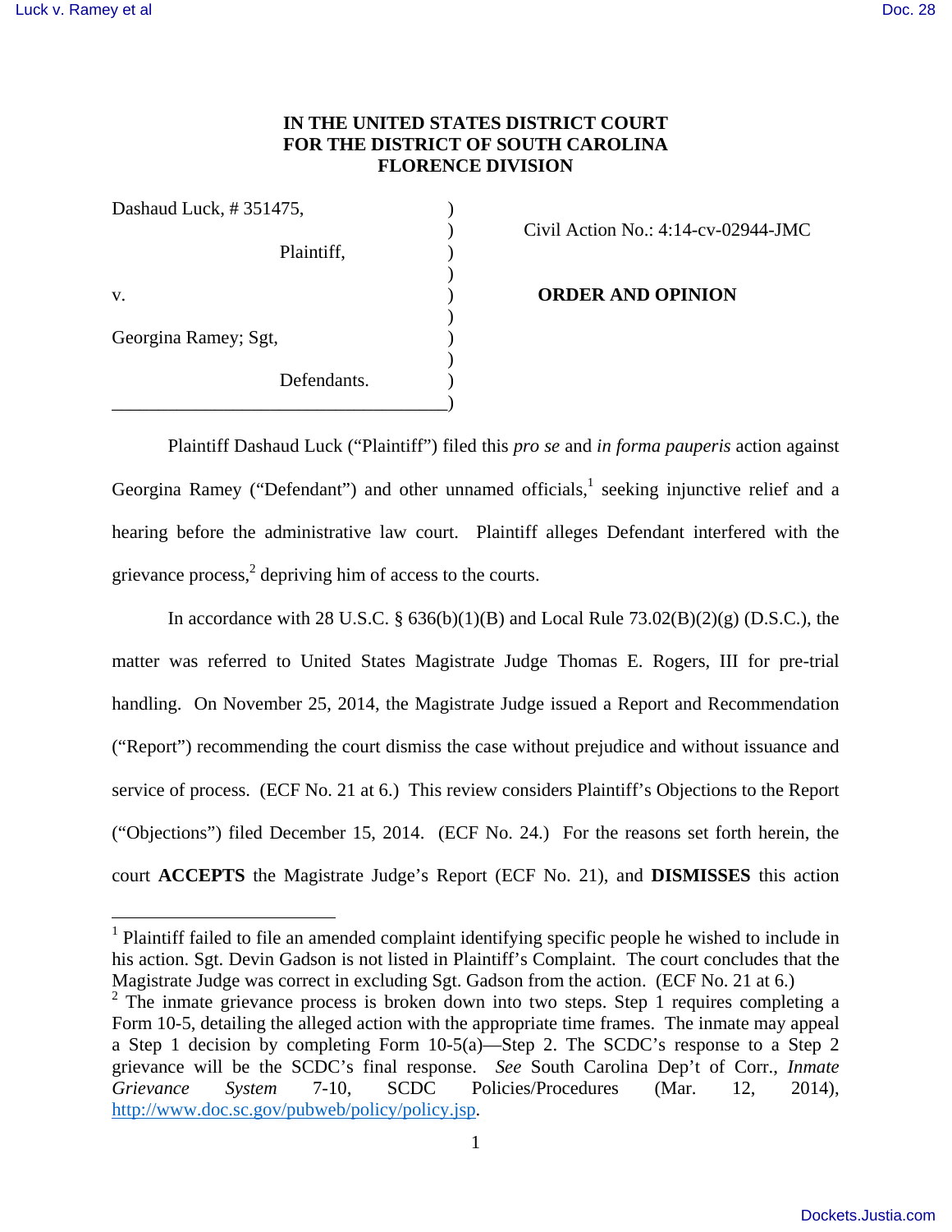**IN THE UNITED STATES DISTRICT COURT**
**FOR THE DISTRICT OF SOUTH CAROLINA**
**FLORENCE DIVISION**

Dashaud Luck, # 351475,
Plaintiff,

v.

Georgina Ramey; Sgt,
Defendants.

Civil Action No.: 4:14-cv-02944-JMC

**ORDER AND OPINION**

Plaintiff Dashaud Luck ("Plaintiff") filed this *pro se* and *in forma pauperis* action against Georgina Ramey ("Defendant") and other unnamed officials,[1] seeking injunctive relief and a hearing before the administrative law court. Plaintiff alleges Defendant interfered with the grievance process,[2] depriving him of access to the courts.

In accordance with 28 U.S.C. § 636(b)(1)(B) and Local Rule 73.02(B)(2)(g) (D.S.C.), the matter was referred to United States Magistrate Judge Thomas E. Rogers, III for pre-trial handling. On November 25, 2014, the Magistrate Judge issued a Report and Recommendation ("Report") recommending the court dismiss the case without prejudice and without issuance and service of process. (ECF No. 21 at 6.) This review considers Plaintiff's Objections to the Report ("Objections") filed December 15, 2014. (ECF No. 24.) For the reasons set forth herein, the court **ACCEPTS** the Magistrate Judge's Report (ECF No. 21), and **DISMISSES** this action

---

[1] Plaintiff failed to file an amended complaint identifying specific people he wished to include in his action. Sgt. Devin Gadson is not listed in Plaintiff's Complaint. The court concludes that the Magistrate Judge was correct in excluding Sgt. Gadson from the action. (ECF No. 21 at 6.)

[2] The inmate grievance process is broken down into two steps. Step 1 requires completing a Form 10-5, detailing the alleged action with the appropriate time frames. The inmate may appeal a Step 1 decision by completing Form 10-5(a)—Step 2. The SCDC's response to a Step 2 grievance will be the SCDC's final response. *See* South Carolina Dep't of Corr., *Inmate Grievance System* 7-10, SCDC Policies/Procedures (Mar. 12, 2014), http://www.doc.sc.gov/pubweb/policy/policy.jsp.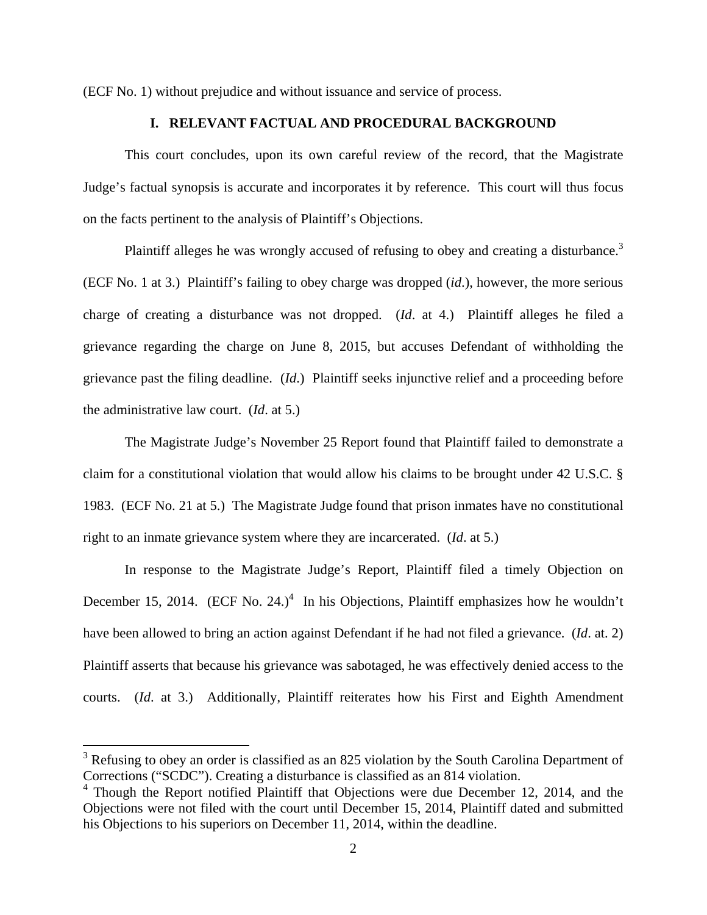(ECF No. 1) without prejudice and without issuance and service of process.

## I. RELEVANT FACTUAL AND PROCEDURAL BACKGROUND

This court concludes, upon its own careful review of the record, that the Magistrate Judge's factual synopsis is accurate and incorporates it by reference. This court will thus focus on the facts pertinent to the analysis of Plaintiff's Objections.

Plaintiff alleges he was wrongly accused of refusing to obey and creating a disturbance.[3] (ECF No. 1 at 3.) Plaintiff's failing to obey charge was dropped (*id*.), however, the more serious charge of creating a disturbance was not dropped. (*Id*. at 4.) Plaintiff alleges he filed a grievance regarding the charge on June 8, 2015, but accuses Defendant of withholding the grievance past the filing deadline. (*Id*.) Plaintiff seeks injunctive relief and a proceeding before the administrative law court. (*Id*. at 5.)

The Magistrate Judge's November 25 Report found that Plaintiff failed to demonstrate a claim for a constitutional violation that would allow his claims to be brought under 42 U.S.C. § 1983. (ECF No. 21 at 5.) The Magistrate Judge found that prison inmates have no constitutional right to an inmate grievance system where they are incarcerated. (*Id*. at 5.)

In response to the Magistrate Judge's Report, Plaintiff filed a timely Objection on December 15, 2014. (ECF No. 24.)[4] In his Objections, Plaintiff emphasizes how he wouldn't have been allowed to bring an action against Defendant if he had not filed a grievance. (*Id*. at. 2) Plaintiff asserts that because his grievance was sabotaged, he was effectively denied access to the courts. (*Id*. at 3.) Additionally, Plaintiff reiterates how his First and Eighth Amendment

---

[3] Refusing to obey an order is classified as an 825 violation by the South Carolina Department of Corrections ("SCDC"). Creating a disturbance is classified as an 814 violation.

[4] Though the Report notified Plaintiff that Objections were due December 12, 2014, and the Objections were not filed with the court until December 15, 2014, Plaintiff dated and submitted his Objections to his superiors on December 11, 2014, within the deadline.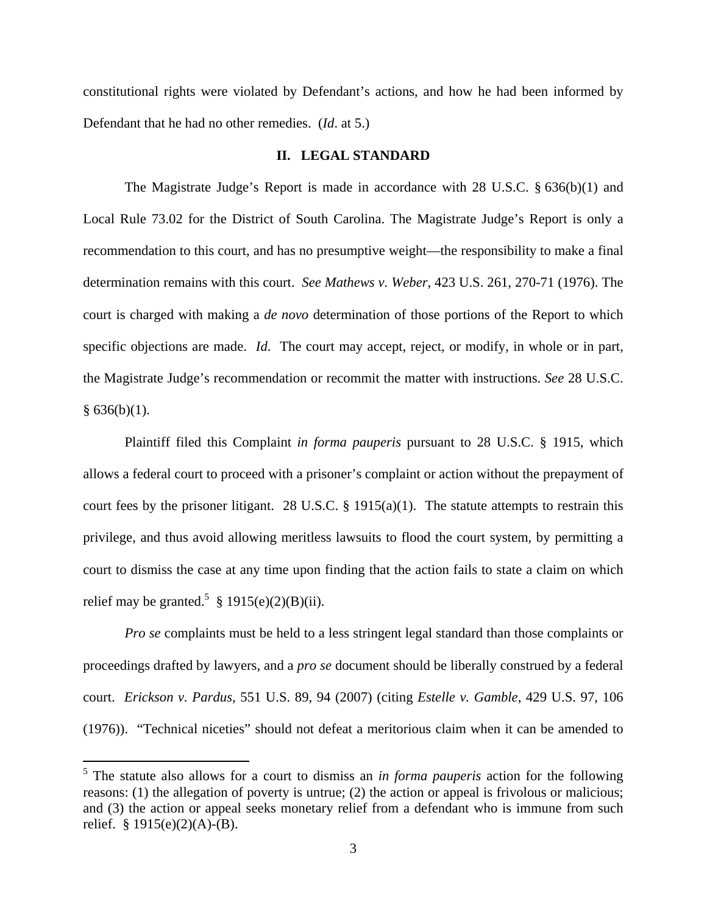constitutional rights were violated by Defendant's actions, and how he had been informed by Defendant that he had no other remedies. (*Id*. at 5.)

## II. LEGAL STANDARD

The Magistrate Judge's Report is made in accordance with 28 U.S.C. § 636(b)(1) and Local Rule 73.02 for the District of South Carolina. The Magistrate Judge's Report is only a recommendation to this court, and has no presumptive weight—the responsibility to make a final determination remains with this court. *See Mathews v. Weber*, 423 U.S. 261, 270-71 (1976). The court is charged with making a *de novo* determination of those portions of the Report to which specific objections are made. *Id*. The court may accept, reject, or modify, in whole or in part, the Magistrate Judge's recommendation or recommit the matter with instructions. *See* 28 U.S.C. § 636(b)(1).

Plaintiff filed this Complaint *in forma pauperis* pursuant to 28 U.S.C. § 1915, which allows a federal court to proceed with a prisoner's complaint or action without the prepayment of court fees by the prisoner litigant. 28 U.S.C. § 1915(a)(1). The statute attempts to restrain this privilege, and thus avoid allowing meritless lawsuits to flood the court system, by permitting a court to dismiss the case at any time upon finding that the action fails to state a claim on which relief may be granted.[5] § 1915(e)(2)(B)(ii).

*Pro se* complaints must be held to a less stringent legal standard than those complaints or proceedings drafted by lawyers, and a *pro se* document should be liberally construed by a federal court. *Erickson v. Pardus*, 551 U.S. 89, 94 (2007) (citing *Estelle v. Gamble*, 429 U.S. 97, 106 (1976)). "Technical niceties" should not defeat a meritorious claim when it can be amended to

[5] The statute also allows for a court to dismiss an *in forma pauperis* action for the following reasons: (1) the allegation of poverty is untrue; (2) the action or appeal is frivolous or malicious; and (3) the action or appeal seeks monetary relief from a defendant who is immune from such relief. § 1915(e)(2)(A)-(B).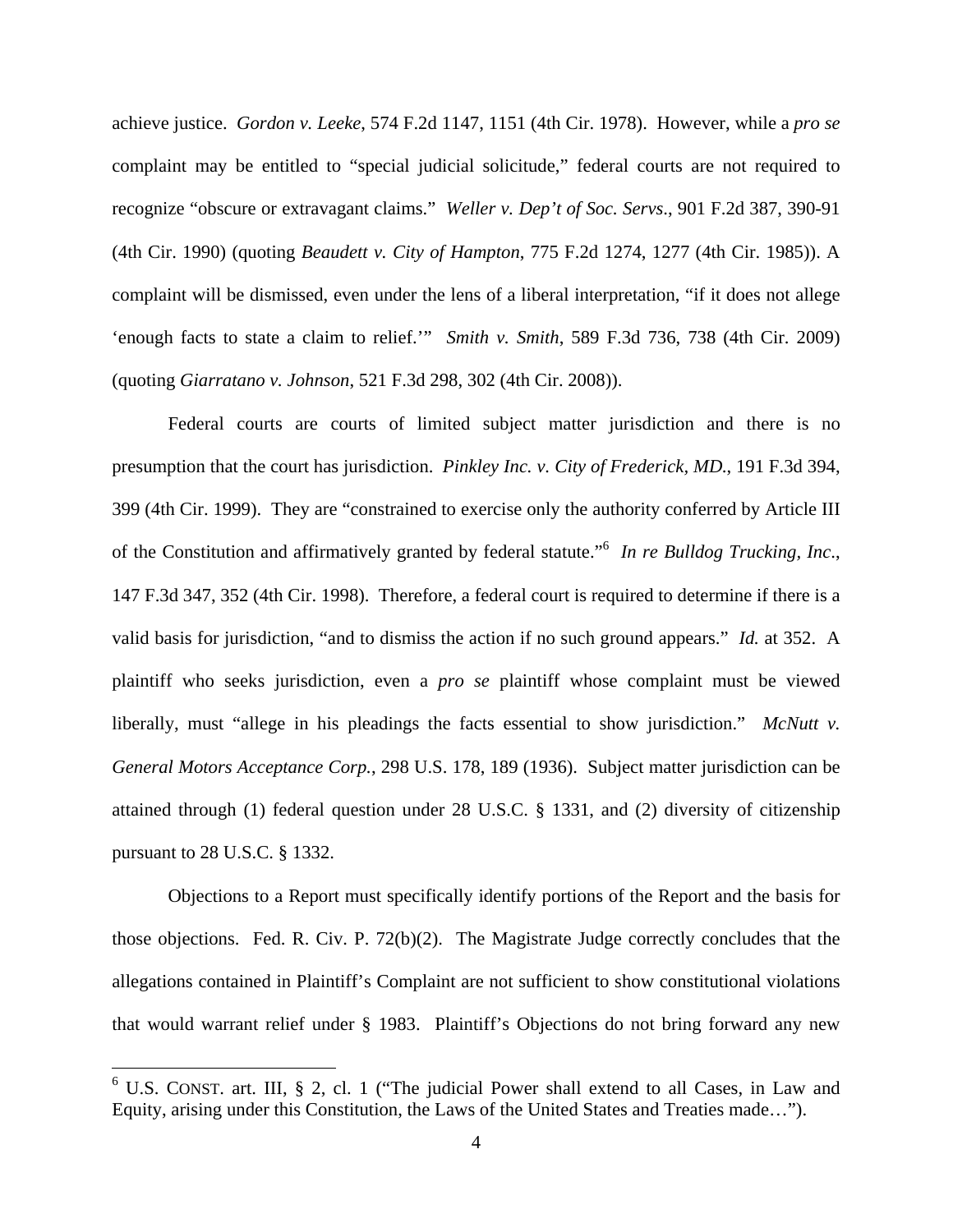achieve justice. *Gordon v. Leeke*, 574 F.2d 1147, 1151 (4th Cir. 1978). However, while a *pro se* complaint may be entitled to "special judicial solicitude," federal courts are not required to recognize "obscure or extravagant claims." *Weller v. Dep't of Soc. Servs*., 901 F.2d 387, 390-91 (4th Cir. 1990) (quoting *Beaudett v. City of Hampton*, 775 F.2d 1274, 1277 (4th Cir. 1985)). A complaint will be dismissed, even under the lens of a liberal interpretation, "if it does not allege 'enough facts to state a claim to relief.'" *Smith v. Smith*, 589 F.3d 736, 738 (4th Cir. 2009) (quoting *Giarratano v. Johnson*, 521 F.3d 298, 302 (4th Cir. 2008)).

Federal courts are courts of limited subject matter jurisdiction and there is no presumption that the court has jurisdiction. *Pinkley Inc. v. City of Frederick, MD.*, 191 F.3d 394, 399 (4th Cir. 1999). They are "constrained to exercise only the authority conferred by Article III of the Constitution and affirmatively granted by federal statute."[6] *In re Bulldog Trucking, Inc*., 147 F.3d 347, 352 (4th Cir. 1998). Therefore, a federal court is required to determine if there is a valid basis for jurisdiction, "and to dismiss the action if no such ground appears." *Id.* at 352. A plaintiff who seeks jurisdiction, even a *pro se* plaintiff whose complaint must be viewed liberally, must "allege in his pleadings the facts essential to show jurisdiction." *McNutt v. General Motors Acceptance Corp.*, 298 U.S. 178, 189 (1936). Subject matter jurisdiction can be attained through (1) federal question under 28 U.S.C. § 1331, and (2) diversity of citizenship pursuant to 28 U.S.C. § 1332.

Objections to a Report must specifically identify portions of the Report and the basis for those objections. Fed. R. Civ. P. 72(b)(2). The Magistrate Judge correctly concludes that the allegations contained in Plaintiff's Complaint are not sufficient to show constitutional violations that would warrant relief under § 1983. Plaintiff's Objections do not bring forward any new

[6] U.S. CONST. art. III, § 2, cl. 1 ("The judicial Power shall extend to all Cases, in Law and Equity, arising under this Constitution, the Laws of the United States and Treaties made…").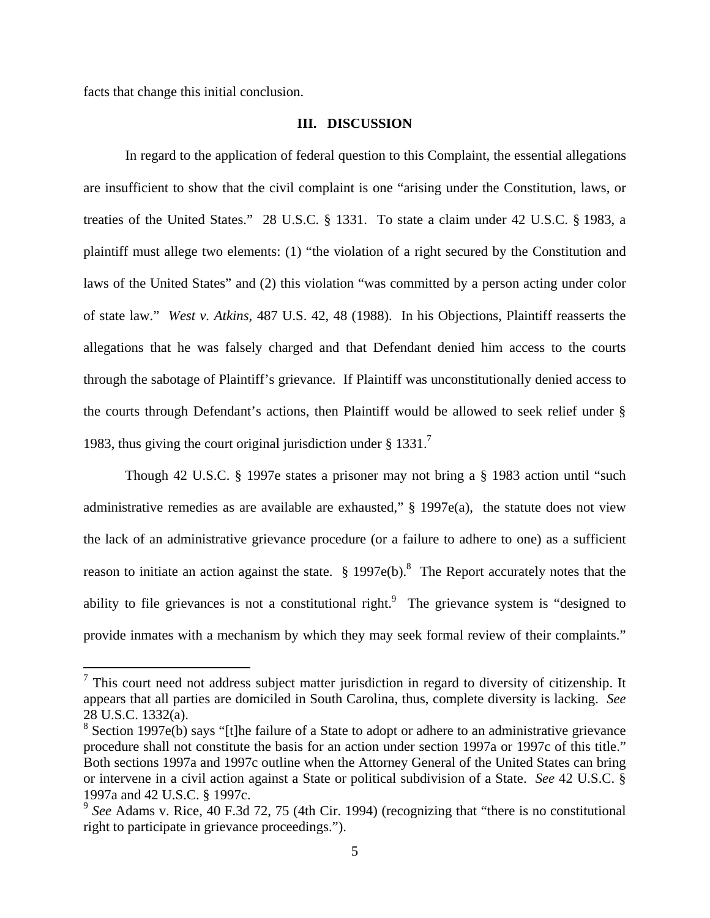facts that change this initial conclusion.

## III. DISCUSSION

In regard to the application of federal question to this Complaint, the essential allegations are insufficient to show that the civil complaint is one "arising under the Constitution, laws, or treaties of the United States." 28 U.S.C. § 1331. To state a claim under 42 U.S.C. § 1983, a plaintiff must allege two elements: (1) "the violation of a right secured by the Constitution and laws of the United States" and (2) this violation "was committed by a person acting under color of state law." *West v. Atkins*, 487 U.S. 42, 48 (1988). In his Objections, Plaintiff reasserts the allegations that he was falsely charged and that Defendant denied him access to the courts through the sabotage of Plaintiff's grievance. If Plaintiff was unconstitutionally denied access to the courts through Defendant's actions, then Plaintiff would be allowed to seek relief under § 1983, thus giving the court original jurisdiction under § 1331.[7]

Though 42 U.S.C. § 1997e states a prisoner may not bring a § 1983 action until "such administrative remedies as are available are exhausted," § 1997e(a), the statute does not view the lack of an administrative grievance procedure (or a failure to adhere to one) as a sufficient reason to initiate an action against the state. § 1997e(b).[8] The Report accurately notes that the ability to file grievances is not a constitutional right.[9] The grievance system is "designed to provide inmates with a mechanism by which they may seek formal review of their complaints."

---

[7] This court need not address subject matter jurisdiction in regard to diversity of citizenship. It appears that all parties are domiciled in South Carolina, thus, complete diversity is lacking. *See* 28 U.S.C. 1332(a).

[8] Section 1997e(b) says "[t]he failure of a State to adopt or adhere to an administrative grievance procedure shall not constitute the basis for an action under section 1997a or 1997c of this title." Both sections 1997a and 1997c outline when the Attorney General of the United States can bring or intervene in a civil action against a State or political subdivision of a State. *See* 42 U.S.C. § 1997a and 42 U.S.C. § 1997c.

[9] *See* Adams v. Rice, 40 F.3d 72, 75 (4th Cir. 1994) (recognizing that "there is no constitutional right to participate in grievance proceedings.").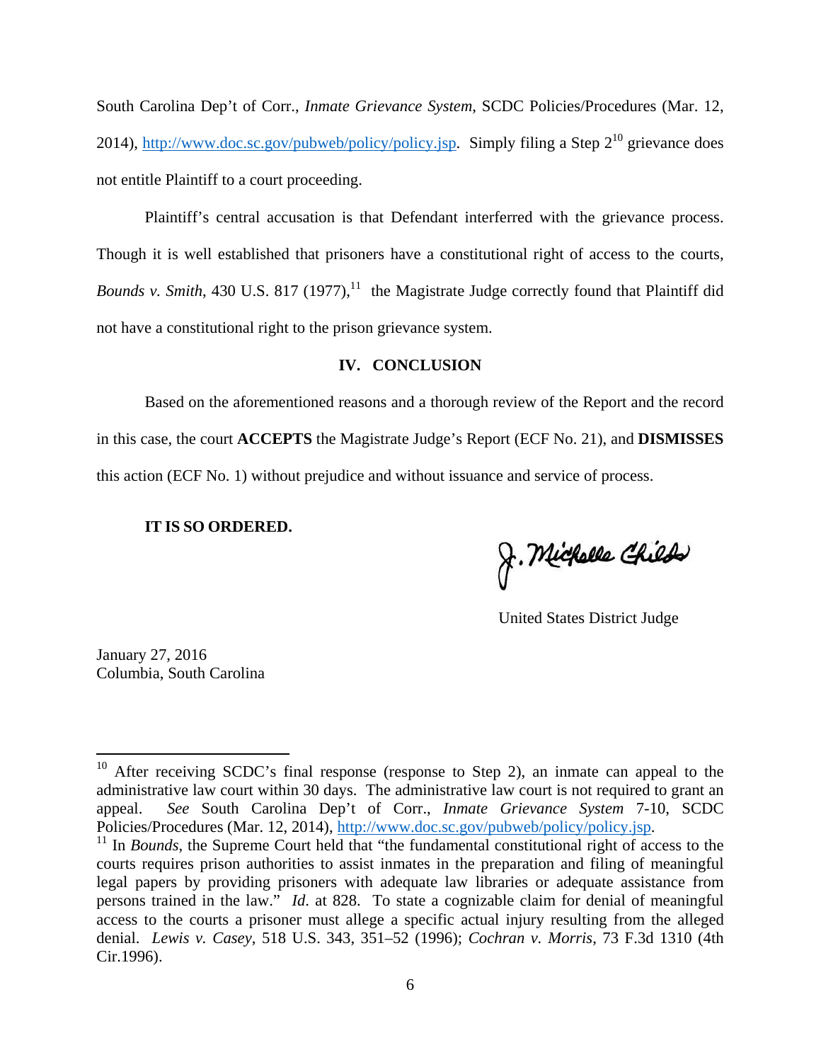South Carolina Dep't of Corr., *Inmate Grievance System*, SCDC Policies/Procedures (Mar. 12, 2014), http://www.doc.sc.gov/pubweb/policy/policy.jsp. Simply filing a Step 2[10] grievance does not entitle Plaintiff to a court proceeding.

Plaintiff's central accusation is that Defendant interferred with the grievance process. Though it is well established that prisoners have a constitutional right of access to the courts, *Bounds v. Smith*, 430 U.S. 817 (1977),[11] the Magistrate Judge correctly found that Plaintiff did not have a constitutional right to the prison grievance system.

## IV. CONCLUSION

Based on the aforementioned reasons and a thorough review of the Report and the record in this case, the court **ACCEPTS** the Magistrate Judge's Report (ECF No. 21), and **DISMISSES** this action (ECF No. 1) without prejudice and without issuance and service of process.

**IT IS SO ORDERED.**

J. Michelle Childs

United States District Judge

January 27, 2016
Columbia, South Carolina

---

[10] After receiving SCDC's final response (response to Step 2), an inmate can appeal to the administrative law court within 30 days. The administrative law court is not required to grant an appeal. *See* South Carolina Dep't of Corr., *Inmate Grievance System* 7-10, SCDC Policies/Procedures (Mar. 12, 2014), http://www.doc.sc.gov/pubweb/policy/policy.jsp.

[11] In *Bounds*, the Supreme Court held that "the fundamental constitutional right of access to the courts requires prison authorities to assist inmates in the preparation and filing of meaningful legal papers by providing prisoners with adequate law libraries or adequate assistance from persons trained in the law." *Id*. at 828. To state a cognizable claim for denial of meaningful access to the courts a prisoner must allege a specific actual injury resulting from the alleged denial. *Lewis v. Casey*, 518 U.S. 343, 351–52 (1996); *Cochran v. Morris*, 73 F.3d 1310 (4th Cir.1996).